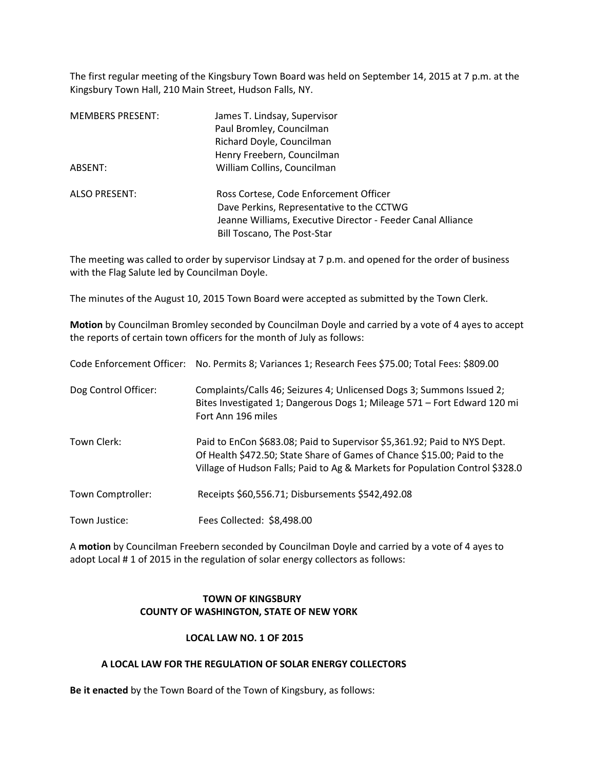The first regular meeting of the Kingsbury Town Board was held on September 14, 2015 at 7 p.m. at the Kingsbury Town Hall, 210 Main Street, Hudson Falls, NY.

| | |
|---|---|
| MEMBERS PRESENT: | James T. Lindsay, Supervisor<br>Paul Bromley, Councilman<br>Richard Doyle, Councilman<br>Henry Freebern, Councilman |
| ABSENT: | William Collins, Councilman |
| ALSO PRESENT: | Ross Cortese, Code Enforcement Officer<br>Dave Perkins, Representative to the CCTWG<br>Jeanne Williams, Executive Director - Feeder Canal Alliance<br>Bill Toscano, The Post-Star |

The meeting was called to order by supervisor Lindsay at 7 p.m. and opened for the order of business with the Flag Salute led by Councilman Doyle.

The minutes of the August 10, 2015 Town Board were accepted as submitted by the Town Clerk.

**Motion** by Councilman Bromley seconded by Councilman Doyle and carried by a vote of 4 ayes to accept the reports of certain town officers for the month of July as follows:

| | |
|---|---|
| Code Enforcement Officer: | No. Permits 8; Variances 1; Research Fees $75.00; Total Fees: $809.00 |
| Dog Control Officer: | Complaints/Calls 46; Seizures 4; Unlicensed Dogs 3; Summons Issued 2; Bites Investigated 1; Dangerous Dogs 1; Mileage 571 – Fort Edward 120 mi Fort Ann 196 miles |
| Town Clerk: | Paid to EnCon $683.08; Paid to Supervisor $5,361.92; Paid to NYS Dept. Of Health $472.50; State Share of Games of Chance $15.00; Paid to the Village of Hudson Falls; Paid to Ag & Markets for Population Control $328.0 |
| Town Comptroller: | Receipts $60,556.71; Disbursements $542,492.08 |
| Town Justice: | Fees Collected: $8,498.00 |

A **motion** by Councilman Freebern seconded by Councilman Doyle and carried by a vote of 4 ayes to adopt Local # 1 of 2015 in the regulation of solar energy collectors as follows:

**TOWN OF KINGSBURY**
**COUNTY OF WASHINGTON, STATE OF NEW YORK**

**LOCAL LAW NO. 1 OF 2015**

**A LOCAL LAW FOR THE REGULATION OF SOLAR ENERGY COLLECTORS**

**Be it enacted** by the Town Board of the Town of Kingsbury, as follows: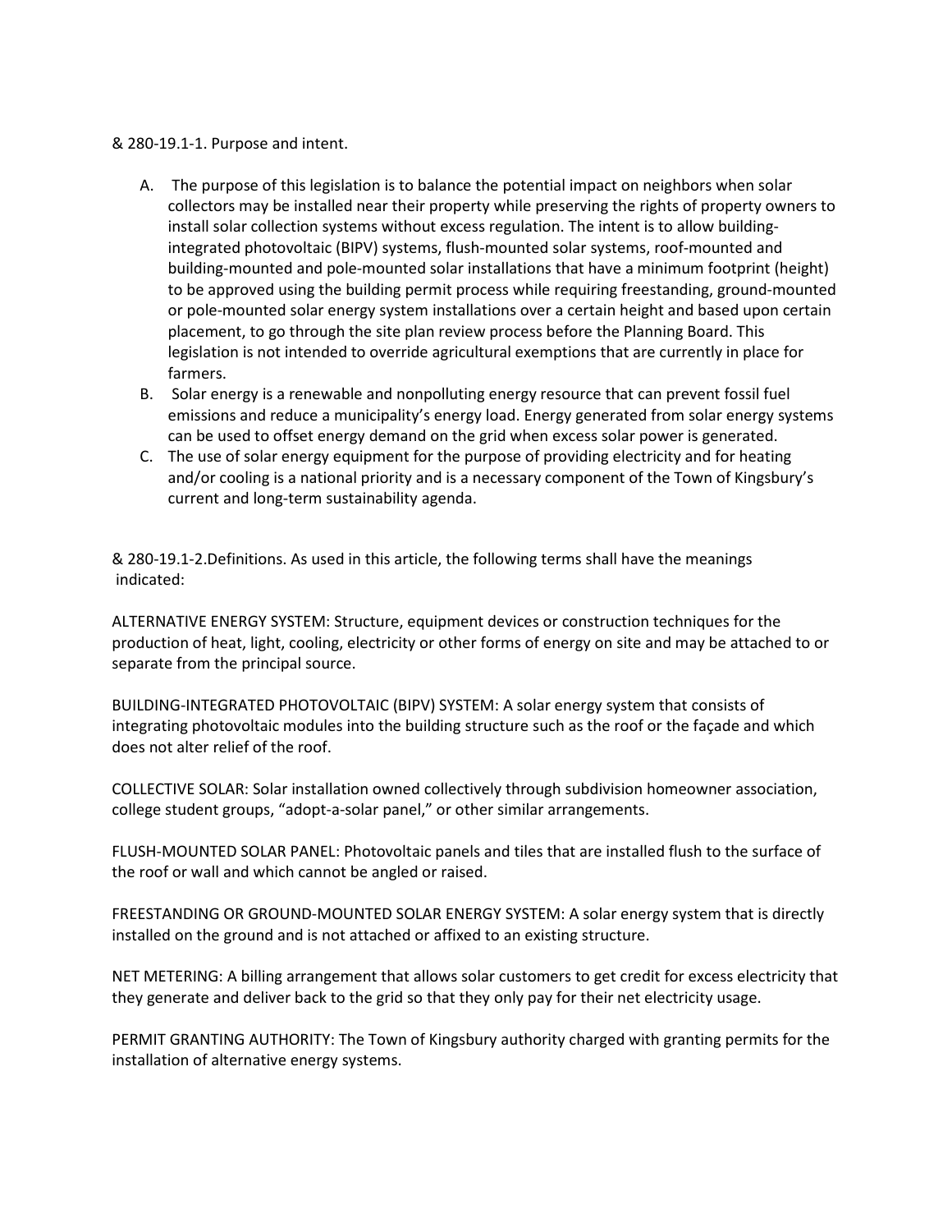& 280-19.1-1. Purpose and intent.

A. The purpose of this legislation is to balance the potential impact on neighbors when solar collectors may be installed near their property while preserving the rights of property owners to install solar collection systems without excess regulation. The intent is to allow building-integrated photovoltaic (BIPV) systems, flush-mounted solar systems, roof-mounted and building-mounted and pole-mounted solar installations that have a minimum footprint (height) to be approved using the building permit process while requiring freestanding, ground-mounted or pole-mounted solar energy system installations over a certain height and based upon certain placement, to go through the site plan review process before the Planning Board. This legislation is not intended to override agricultural exemptions that are currently in place for farmers.
B. Solar energy is a renewable and nonpolluting energy resource that can prevent fossil fuel emissions and reduce a municipality's energy load. Energy generated from solar energy systems can be used to offset energy demand on the grid when excess solar power is generated.
C. The use of solar energy equipment for the purpose of providing electricity and for heating and/or cooling is a national priority and is a necessary component of the Town of Kingsbury's current and long-term sustainability agenda.

& 280-19.1-2.Definitions. As used in this article, the following terms shall have the meanings indicated:

ALTERNATIVE ENERGY SYSTEM: Structure, equipment devices or construction techniques for the production of heat, light, cooling, electricity or other forms of energy on site and may be attached to or separate from the principal source.

BUILDING-INTEGRATED PHOTOVOLTAIC (BIPV) SYSTEM: A solar energy system that consists of integrating photovoltaic modules into the building structure such as the roof or the façade and which does not alter relief of the roof.

COLLECTIVE SOLAR: Solar installation owned collectively through subdivision homeowner association, college student groups, "adopt-a-solar panel," or other similar arrangements.

FLUSH-MOUNTED SOLAR PANEL: Photovoltaic panels and tiles that are installed flush to the surface of the roof or wall and which cannot be angled or raised.

FREESTANDING OR GROUND-MOUNTED SOLAR ENERGY SYSTEM: A solar energy system that is directly installed on the ground and is not attached or affixed to an existing structure.

NET METERING: A billing arrangement that allows solar customers to get credit for excess electricity that they generate and deliver back to the grid so that they only pay for their net electricity usage.

PERMIT GRANTING AUTHORITY: The Town of Kingsbury authority charged with granting permits for the installation of alternative energy systems.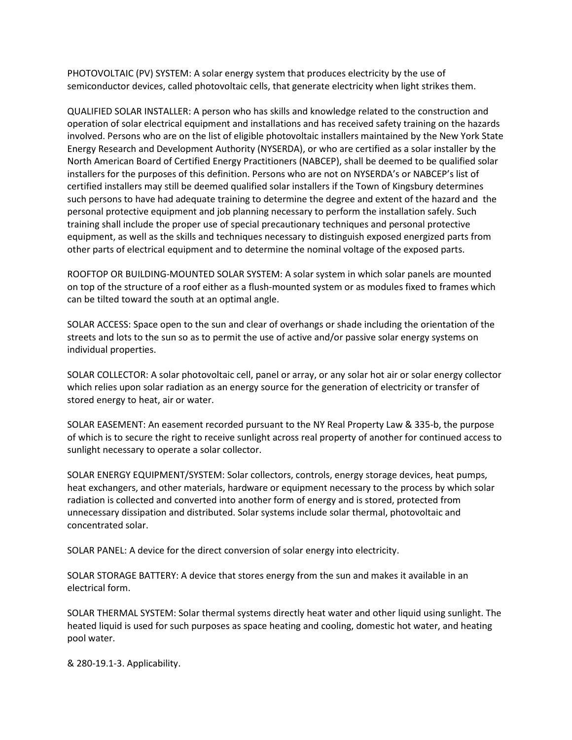PHOTOVOLTAIC (PV) SYSTEM: A solar energy system that produces electricity by the use of semiconductor devices, called photovoltaic cells, that generate electricity when light strikes them.

QUALIFIED SOLAR INSTALLER: A person who has skills and knowledge related to the construction and operation of solar electrical equipment and installations and has received safety training on the hazards involved. Persons who are on the list of eligible photovoltaic installers maintained by the New York State Energy Research and Development Authority (NYSERDA), or who are certified as a solar installer by the North American Board of Certified Energy Practitioners (NABCEP), shall be deemed to be qualified solar installers for the purposes of this definition. Persons who are not on NYSERDA's or NABCEP's list of certified installers may still be deemed qualified solar installers if the Town of Kingsbury determines such persons to have had adequate training to determine the degree and extent of the hazard and the personal protective equipment and job planning necessary to perform the installation safely. Such training shall include the proper use of special precautionary techniques and personal protective equipment, as well as the skills and techniques necessary to distinguish exposed energized parts from other parts of electrical equipment and to determine the nominal voltage of the exposed parts.

ROOFTOP OR BUILDING-MOUNTED SOLAR SYSTEM: A solar system in which solar panels are mounted on top of the structure of a roof either as a flush-mounted system or as modules fixed to frames which can be tilted toward the south at an optimal angle.

SOLAR ACCESS: Space open to the sun and clear of overhangs or shade including the orientation of the streets and lots to the sun so as to permit the use of active and/or passive solar energy systems on individual properties.

SOLAR COLLECTOR: A solar photovoltaic cell, panel or array, or any solar hot air or solar energy collector which relies upon solar radiation as an energy source for the generation of electricity or transfer of stored energy to heat, air or water.

SOLAR EASEMENT: An easement recorded pursuant to the NY Real Property Law & 335-b, the purpose of which is to secure the right to receive sunlight across real property of another for continued access to sunlight necessary to operate a solar collector.

SOLAR ENERGY EQUIPMENT/SYSTEM: Solar collectors, controls, energy storage devices, heat pumps, heat exchangers, and other materials, hardware or equipment necessary to the process by which solar radiation is collected and converted into another form of energy and is stored, protected from unnecessary dissipation and distributed. Solar systems include solar thermal, photovoltaic and concentrated solar.

SOLAR PANEL: A device for the direct conversion of solar energy into electricity.

SOLAR STORAGE BATTERY: A device that stores energy from the sun and makes it available in an electrical form.

SOLAR THERMAL SYSTEM: Solar thermal systems directly heat water and other liquid using sunlight. The heated liquid is used for such purposes as space heating and cooling, domestic hot water, and heating pool water.

& 280-19.1-3. Applicability.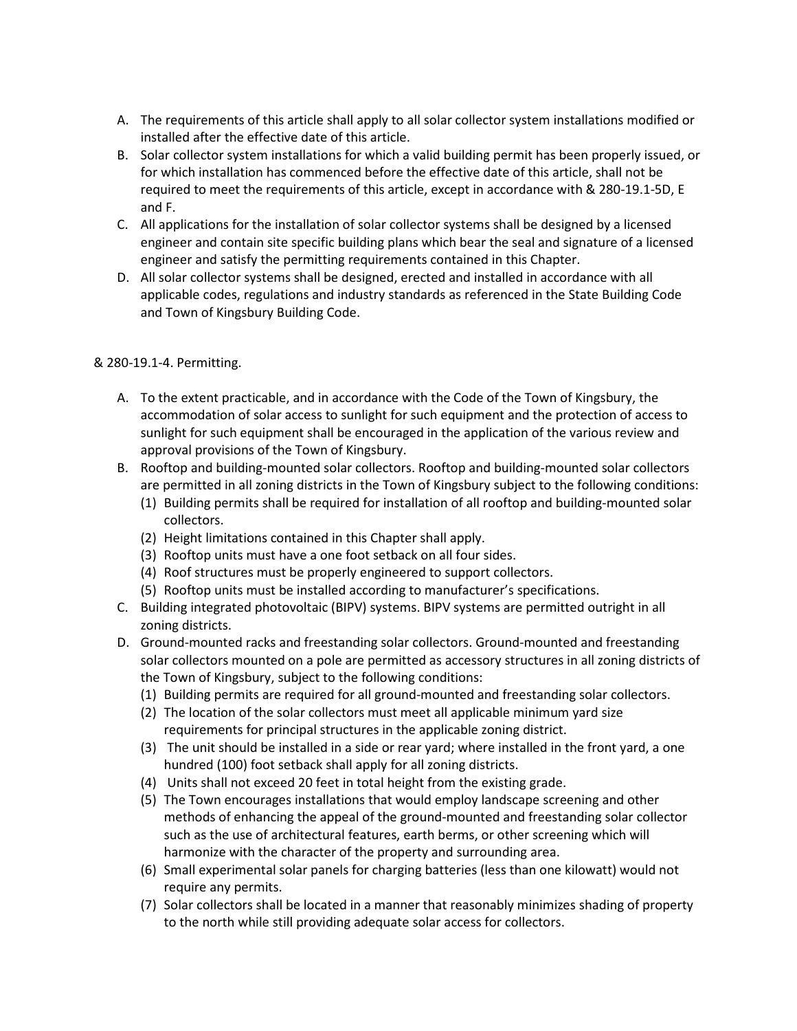A. The requirements of this article shall apply to all solar collector system installations modified or installed after the effective date of this article.
B. Solar collector system installations for which a valid building permit has been properly issued, or for which installation has commenced before the effective date of this article, shall not be required to meet the requirements of this article, except in accordance with & 280-19.1-5D, E and F.
C. All applications for the installation of solar collector systems shall be designed by a licensed engineer and contain site specific building plans which bear the seal and signature of a licensed engineer and satisfy the permitting requirements contained in this Chapter.
D. All solar collector systems shall be designed, erected and installed in accordance with all applicable codes, regulations and industry standards as referenced in the State Building Code and Town of Kingsbury Building Code.

& 280-19.1-4. Permitting.

A. To the extent practicable, and in accordance with the Code of the Town of Kingsbury, the accommodation of solar access to sunlight for such equipment and the protection of access to sunlight for such equipment shall be encouraged in the application of the various review and approval provisions of the Town of Kingsbury.
B. Rooftop and building-mounted solar collectors. Rooftop and building-mounted solar collectors are permitted in all zoning districts in the Town of Kingsbury subject to the following conditions:
   (1) Building permits shall be required for installation of all rooftop and building-mounted solar collectors.
   (2) Height limitations contained in this Chapter shall apply.
   (3) Rooftop units must have a one foot setback on all four sides.
   (4) Roof structures must be properly engineered to support collectors.
   (5) Rooftop units must be installed according to manufacturer's specifications.
C. Building integrated photovoltaic (BIPV) systems. BIPV systems are permitted outright in all zoning districts.
D. Ground-mounted racks and freestanding solar collectors. Ground-mounted and freestanding solar collectors mounted on a pole are permitted as accessory structures in all zoning districts of the Town of Kingsbury, subject to the following conditions:
   (1) Building permits are required for all ground-mounted and freestanding solar collectors.
   (2) The location of the solar collectors must meet all applicable minimum yard size requirements for principal structures in the applicable zoning district.
   (3) The unit should be installed in a side or rear yard; where installed in the front yard, a one hundred (100) foot setback shall apply for all zoning districts.
   (4) Units shall not exceed 20 feet in total height from the existing grade.
   (5) The Town encourages installations that would employ landscape screening and other methods of enhancing the appeal of the ground-mounted and freestanding solar collector such as the use of architectural features, earth berms, or other screening which will harmonize with the character of the property and surrounding area.
   (6) Small experimental solar panels for charging batteries (less than one kilowatt) would not require any permits.
   (7) Solar collectors shall be located in a manner that reasonably minimizes shading of property to the north while still providing adequate solar access for collectors.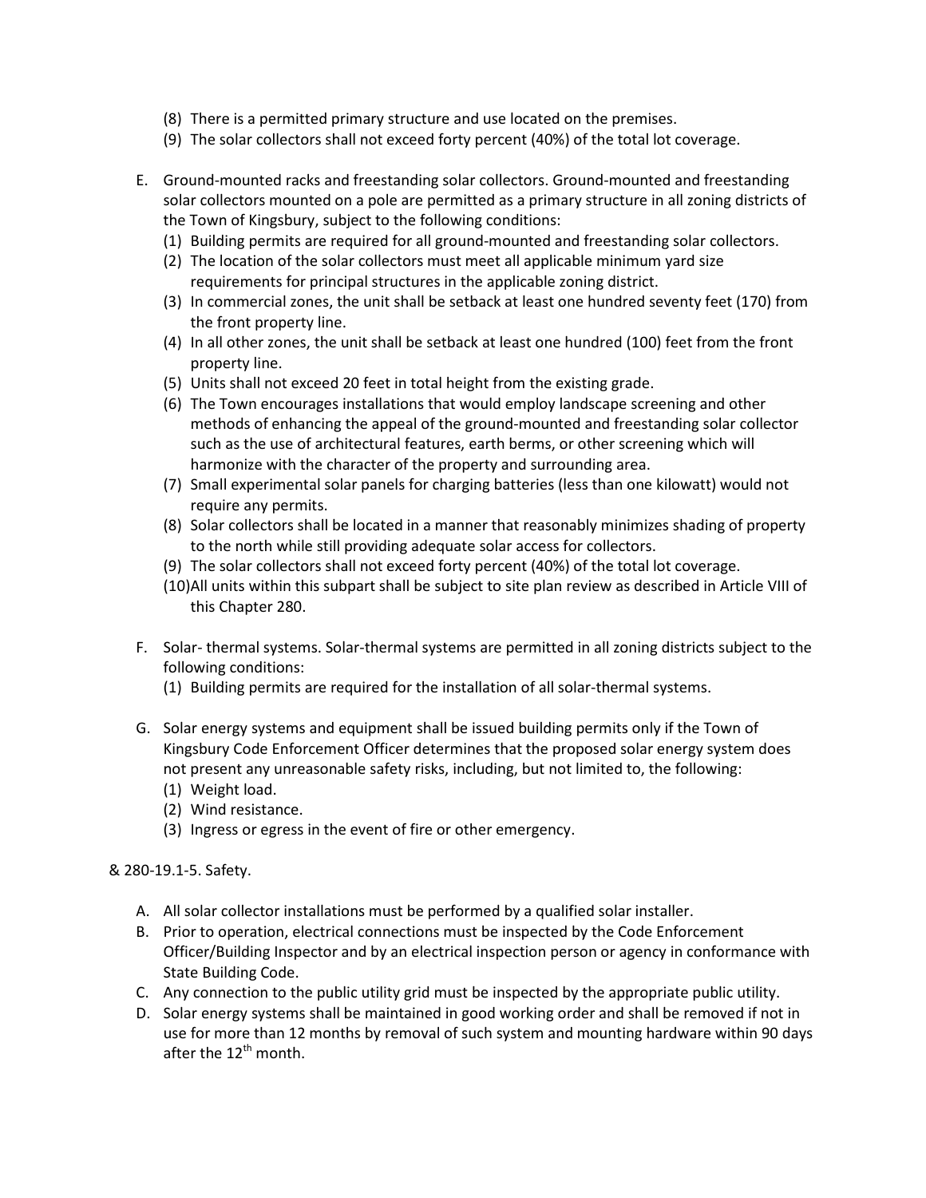(8) There is a permitted primary structure and use located on the premises.
(9) The solar collectors shall not exceed forty percent (40%) of the total lot coverage.

E. Ground-mounted racks and freestanding solar collectors. Ground-mounted and freestanding solar collectors mounted on a pole are permitted as a primary structure in all zoning districts of the Town of Kingsbury, subject to the following conditions:
   (1) Building permits are required for all ground-mounted and freestanding solar collectors.
   (2) The location of the solar collectors must meet all applicable minimum yard size requirements for principal structures in the applicable zoning district.
   (3) In commercial zones, the unit shall be setback at least one hundred seventy feet (170) from the front property line.
   (4) In all other zones, the unit shall be setback at least one hundred (100) feet from the front property line.
   (5) Units shall not exceed 20 feet in total height from the existing grade.
   (6) The Town encourages installations that would employ landscape screening and other methods of enhancing the appeal of the ground-mounted and freestanding solar collector such as the use of architectural features, earth berms, or other screening which will harmonize with the character of the property and surrounding area.
   (7) Small experimental solar panels for charging batteries (less than one kilowatt) would not require any permits.
   (8) Solar collectors shall be located in a manner that reasonably minimizes shading of property to the north while still providing adequate solar access for collectors.
   (9) The solar collectors shall not exceed forty percent (40%) of the total lot coverage.
   (10) All units within this subpart shall be subject to site plan review as described in Article VIII of this Chapter 280.

F. Solar- thermal systems. Solar-thermal systems are permitted in all zoning districts subject to the following conditions:
   (1) Building permits are required for the installation of all solar-thermal systems.

G. Solar energy systems and equipment shall be issued building permits only if the Town of Kingsbury Code Enforcement Officer determines that the proposed solar energy system does not present any unreasonable safety risks, including, but not limited to, the following:
   (1) Weight load.
   (2) Wind resistance.
   (3) Ingress or egress in the event of fire or other emergency.

& 280-19.1-5. Safety.

A. All solar collector installations must be performed by a qualified solar installer.
B. Prior to operation, electrical connections must be inspected by the Code Enforcement Officer/Building Inspector and by an electrical inspection person or agency in conformance with State Building Code.
C. Any connection to the public utility grid must be inspected by the appropriate public utility.
D. Solar energy systems shall be maintained in good working order and shall be removed if not in use for more than 12 months by removal of such system and mounting hardware within 90 days after the 12th month.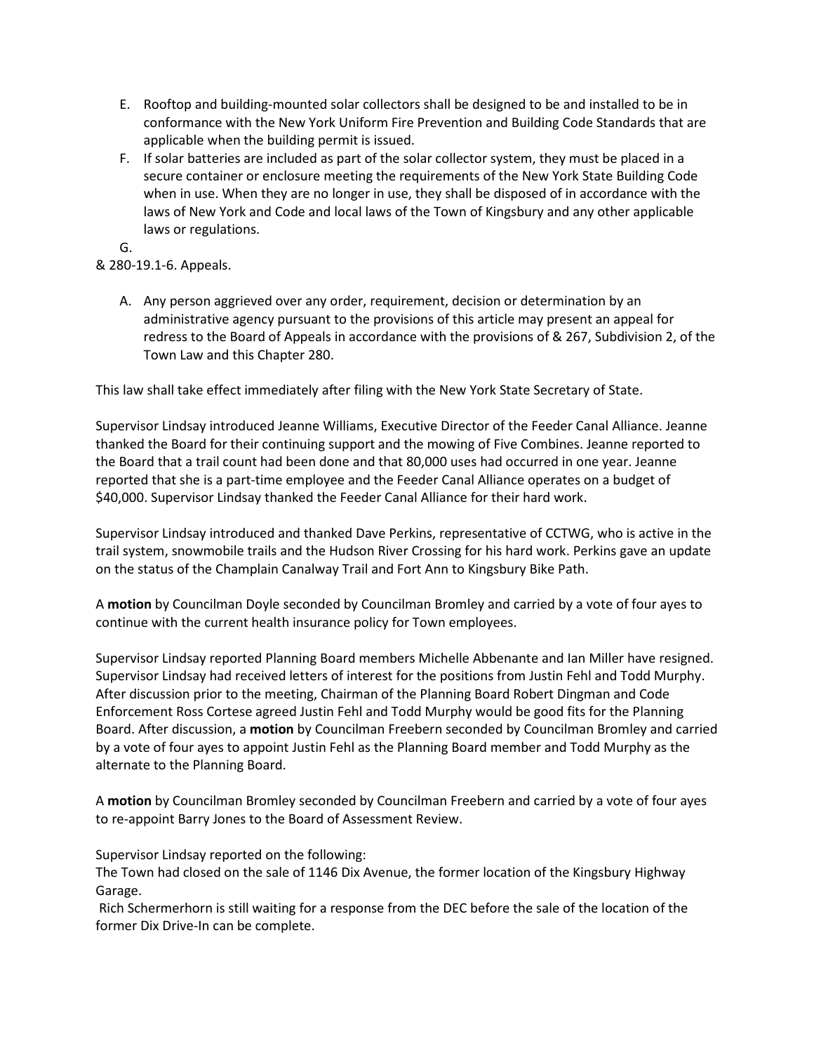E. Rooftop and building-mounted solar collectors shall be designed to be and installed to be in conformance with the New York Uniform Fire Prevention and Building Code Standards that are applicable when the building permit is issued.

F. If solar batteries are included as part of the solar collector system, they must be placed in a secure container or enclosure meeting the requirements of the New York State Building Code when in use. When they are no longer in use, they shall be disposed of in accordance with the laws of New York and Code and local laws of the Town of Kingsbury and any other applicable laws or regulations.

G.

& 280-19.1-6. Appeals.

A. Any person aggrieved over any order, requirement, decision or determination by an administrative agency pursuant to the provisions of this article may present an appeal for redress to the Board of Appeals in accordance with the provisions of & 267, Subdivision 2, of the Town Law and this Chapter 280.

This law shall take effect immediately after filing with the New York State Secretary of State.

Supervisor Lindsay introduced Jeanne Williams, Executive Director of the Feeder Canal Alliance. Jeanne thanked the Board for their continuing support and the mowing of Five Combines. Jeanne reported to the Board that a trail count had been done and that 80,000 uses had occurred in one year. Jeanne reported that she is a part-time employee and the Feeder Canal Alliance operates on a budget of $40,000. Supervisor Lindsay thanked the Feeder Canal Alliance for their hard work.

Supervisor Lindsay introduced and thanked Dave Perkins, representative of CCTWG, who is active in the trail system, snowmobile trails and the Hudson River Crossing for his hard work. Perkins gave an update on the status of the Champlain Canalway Trail and Fort Ann to Kingsbury Bike Path.

A **motion** by Councilman Doyle seconded by Councilman Bromley and carried by a vote of four ayes to continue with the current health insurance policy for Town employees.

Supervisor Lindsay reported Planning Board members Michelle Abbenante and Ian Miller have resigned. Supervisor Lindsay had received letters of interest for the positions from Justin Fehl and Todd Murphy. After discussion prior to the meeting, Chairman of the Planning Board Robert Dingman and Code Enforcement Ross Cortese agreed Justin Fehl and Todd Murphy would be good fits for the Planning Board. After discussion, a **motion** by Councilman Freebern seconded by Councilman Bromley and carried by a vote of four ayes to appoint Justin Fehl as the Planning Board member and Todd Murphy as the alternate to the Planning Board.

A **motion** by Councilman Bromley seconded by Councilman Freebern and carried by a vote of four ayes to re-appoint Barry Jones to the Board of Assessment Review.

Supervisor Lindsay reported on the following:

The Town had closed on the sale of 1146 Dix Avenue, the former location of the Kingsbury Highway Garage.

Rich Schermerhorn is still waiting for a response from the DEC before the sale of the location of the former Dix Drive-In can be complete.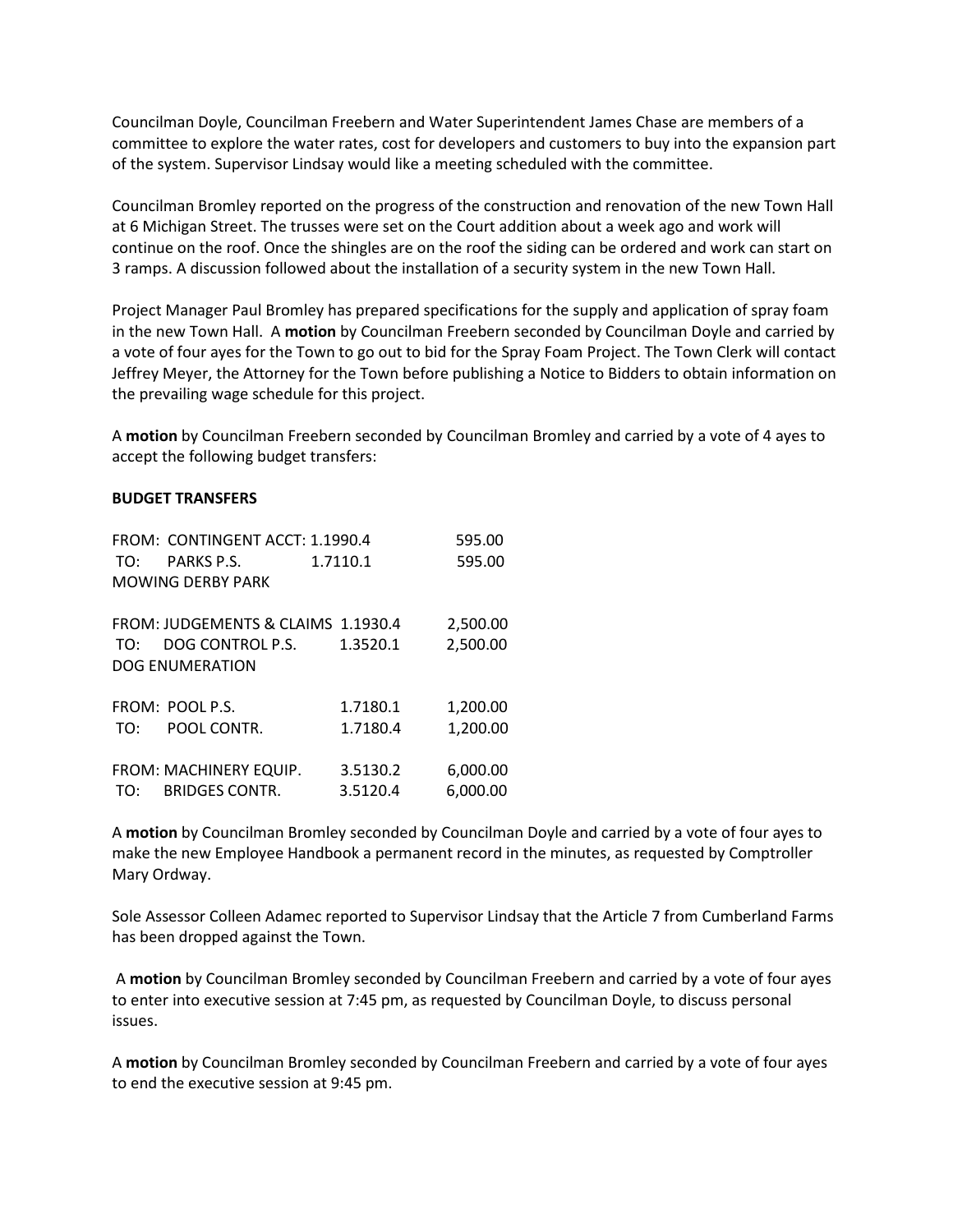Councilman Doyle, Councilman Freebern and Water Superintendent James Chase are members of a committee to explore the water rates, cost for developers and customers to buy into the expansion part of the system. Supervisor Lindsay would like a meeting scheduled with the committee.

Councilman Bromley reported on the progress of the construction and renovation of the new Town Hall at 6 Michigan Street. The trusses were set on the Court addition about a week ago and work will continue on the roof. Once the shingles are on the roof the siding can be ordered and work can start on 3 ramps. A discussion followed about the installation of a security system in the new Town Hall.

Project Manager Paul Bromley has prepared specifications for the supply and application of spray foam in the new Town Hall. A **motion** by Councilman Freebern seconded by Councilman Doyle and carried by a vote of four ayes for the Town to go out to bid for the Spray Foam Project. The Town Clerk will contact Jeffrey Meyer, the Attorney for the Town before publishing a Notice to Bidders to obtain information on the prevailing wage schedule for this project.

A **motion** by Councilman Freebern seconded by Councilman Bromley and carried by a vote of 4 ayes to accept the following budget transfers:

**BUDGET TRANSFERS**

| | | | |
|---|---|---|---|
| FROM: | CONTINGENT ACCT: | 1.1990.4 | 595.00 |
| TO: | PARKS P.S. | 1.7110.1 | 595.00 |
| MOWING DERBY PARK | | | |
| FROM: | JUDGEMENTS & CLAIMS | 1.1930.4 | 2,500.00 |
| TO: | DOG CONTROL P.S. | 1.3520.1 | 2,500.00 |
| DOG ENUMERATION | | | |
| FROM: | POOL P.S. | 1.7180.1 | 1,200.00 |
| TO: | POOL CONTR. | 1.7180.4 | 1,200.00 |
| FROM: | MACHINERY EQUIP. | 3.5130.2 | 6,000.00 |
| TO: | BRIDGES CONTR. | 3.5120.4 | 6,000.00 |

A **motion** by Councilman Bromley seconded by Councilman Doyle and carried by a vote of four ayes to make the new Employee Handbook a permanent record in the minutes, as requested by Comptroller Mary Ordway.

Sole Assessor Colleen Adamec reported to Supervisor Lindsay that the Article 7 from Cumberland Farms has been dropped against the Town.

A **motion** by Councilman Bromley seconded by Councilman Freebern and carried by a vote of four ayes to enter into executive session at 7:45 pm, as requested by Councilman Doyle, to discuss personal issues.

A **motion** by Councilman Bromley seconded by Councilman Freebern and carried by a vote of four ayes to end the executive session at 9:45 pm.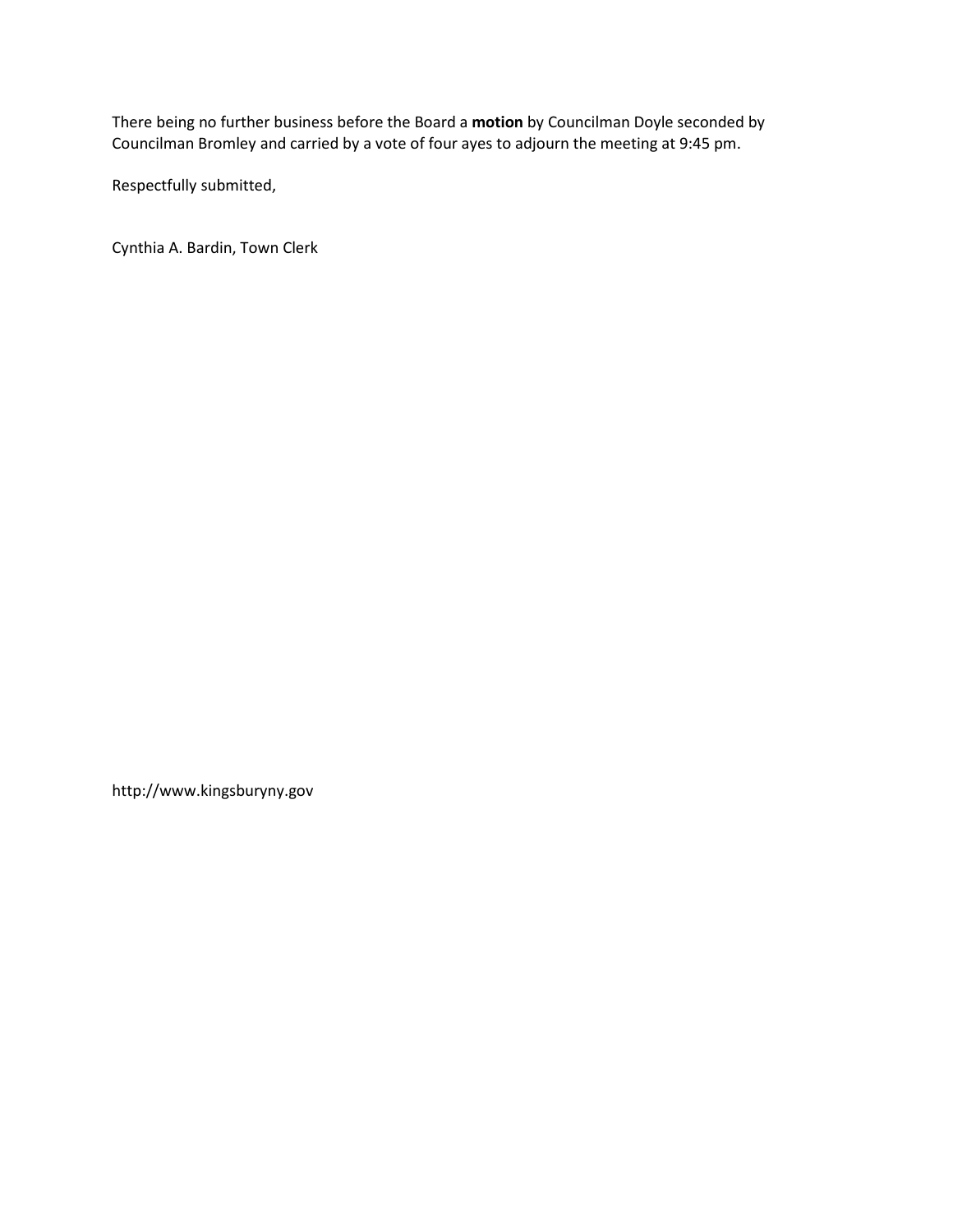There being no further business before the Board a **motion** by Councilman Doyle seconded by Councilman Bromley and carried by a vote of four ayes to adjourn the meeting at 9:45 pm.

Respectfully submitted,

Cynthia A. Bardin, Town Clerk

http://www.kingsburyny.gov